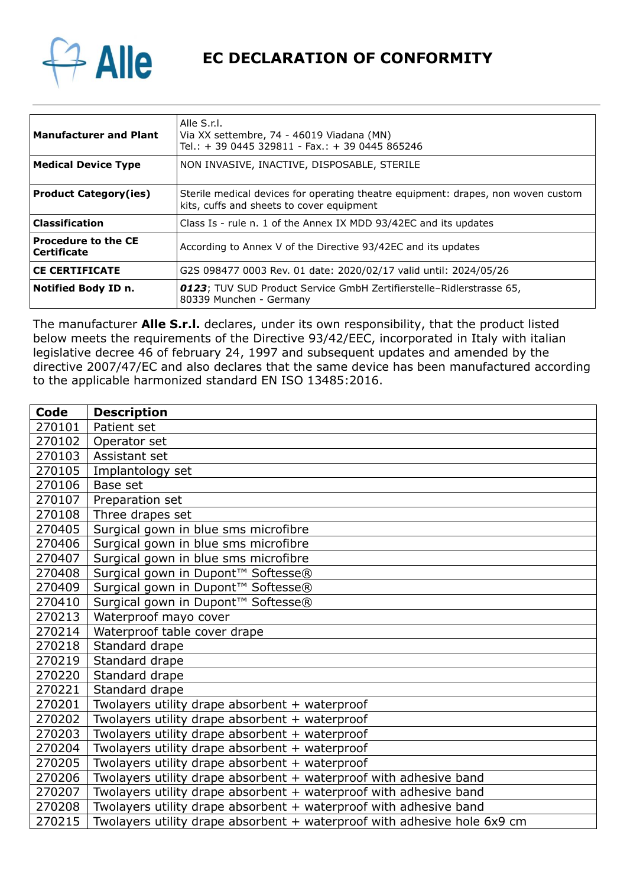# EC DECLARATION OF CONFORMITY

| | |
|---|---|
| **Manufacturer and Plant** | Alle S.r.l.<br>Via XX settembre, 74 - 46019 Viadana (MN)<br>Tel.: + 39 0445 329811 - Fax.: + 39 0445 865246 |
| **Medical Device Type** | NON INVASIVE, INACTIVE, DISPOSABLE, STERILE |
| **Product Category(ies)** | Sterile medical devices for operating theatre equipment: drapes, non woven custom kits, cuffs and sheets to cover equipment |
| **Classification** | Class Is - rule n. 1 of the Annex IX MDD 93/42EC and its updates |
| **Procedure to the CE Certificate** | According to Annex V of the Directive 93/42EC and its updates |
| **CE CERTIFICATE** | G2S 098477 0003 Rev. 01 date: 2020/02/17 valid until: 2024/05/26 |
| **Notified Body ID n.** | ***0123***; TUV SUD Product Service GmbH Zertifierstelle–Ridlerstrasse 65, 80339 Munchen - Germany |

The manufacturer **Alle S.r.l.** declares, under its own responsibility, that the product listed below meets the requirements of the Directive 93/42/EEC, incorporated in Italy with italian legislative decree 46 of february 24, 1997 and subsequent updates and amended by the directive 2007/47/EC and also declares that the same device has been manufactured according to the applicable harmonized standard EN ISO 13485:2016.

| Code | Description |
|---|---|
| 270101 | Patient set |
| 270102 | Operator set |
| 270103 | Assistant set |
| 270105 | Implantology set |
| 270106 | Base set |
| 270107 | Preparation set |
| 270108 | Three drapes set |
| 270405 | Surgical gown in blue sms microfibre |
| 270406 | Surgical gown in blue sms microfibre |
| 270407 | Surgical gown in blue sms microfibre |
| 270408 | Surgical gown in Dupont™ Softesse® |
| 270409 | Surgical gown in Dupont™ Softesse® |
| 270410 | Surgical gown in Dupont™ Softesse® |
| 270213 | Waterproof mayo cover |
| 270214 | Waterproof table cover drape |
| 270218 | Standard drape |
| 270219 | Standard drape |
| 270220 | Standard drape |
| 270221 | Standard drape |
| 270201 | Twolayers utility drape absorbent + waterproof |
| 270202 | Twolayers utility drape absorbent + waterproof |
| 270203 | Twolayers utility drape absorbent + waterproof |
| 270204 | Twolayers utility drape absorbent + waterproof |
| 270205 | Twolayers utility drape absorbent + waterproof |
| 270206 | Twolayers utility drape absorbent + waterproof with adhesive band |
| 270207 | Twolayers utility drape absorbent + waterproof with adhesive band |
| 270208 | Twolayers utility drape absorbent + waterproof with adhesive band |
| 270215 | Twolayers utility drape absorbent + waterproof with adhesive hole 6x9 cm |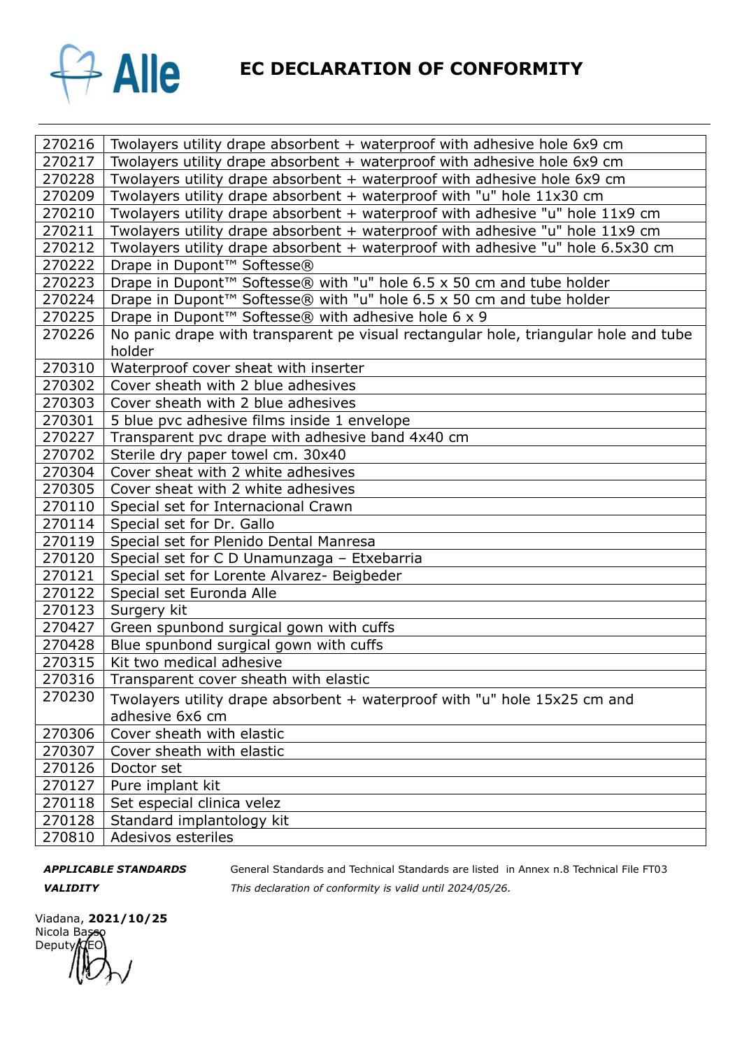# EC DECLARATION OF CONFORMITY

| | |
|---|---|
| 270216 | Twolayers utility drape absorbent + waterproof with adhesive hole 6x9 cm |
| 270217 | Twolayers utility drape absorbent + waterproof with adhesive hole 6x9 cm |
| 270228 | Twolayers utility drape absorbent + waterproof with adhesive hole 6x9 cm |
| 270209 | Twolayers utility drape absorbent + waterproof with "u" hole 11x30 cm |
| 270210 | Twolayers utility drape absorbent + waterproof with adhesive "u" hole 11x9 cm |
| 270211 | Twolayers utility drape absorbent + waterproof with adhesive "u" hole 11x9 cm |
| 270212 | Twolayers utility drape absorbent + waterproof with adhesive "u" hole 6.5x30 cm |
| 270222 | Drape in Dupont™ Softesse® |
| 270223 | Drape in Dupont™ Softesse® with "u" hole 6.5 x 50 cm and tube holder |
| 270224 | Drape in Dupont™ Softesse® with "u" hole 6.5 x 50 cm and tube holder |
| 270225 | Drape in Dupont™ Softesse® with adhesive hole 6 x 9 |
| 270226 | No panic drape with transparent pe visual rectangular hole, triangular hole and tube holder |
| 270310 | Waterproof cover sheat with inserter |
| 270302 | Cover sheath with 2 blue adhesives |
| 270303 | Cover sheath with 2 blue adhesives |
| 270301 | 5 blue pvc adhesive films inside 1 envelope |
| 270227 | Transparent pvc drape with adhesive band 4x40 cm |
| 270702 | Sterile dry paper towel cm. 30x40 |
| 270304 | Cover sheat with 2 white adhesives |
| 270305 | Cover sheat with 2 white adhesives |
| 270110 | Special set for Internacional Crawn |
| 270114 | Special set for Dr. Gallo |
| 270119 | Special set for Plenido Dental Manresa |
| 270120 | Special set for C D Unamunzaga – Etxebarria |
| 270121 | Special set for Lorente Alvarez- Beigbeder |
| 270122 | Special set Euronda Alle |
| 270123 | Surgery kit |
| 270427 | Green spunbond surgical gown with cuffs |
| 270428 | Blue spunbond surgical gown with cuffs |
| 270315 | Kit two medical adhesive |
| 270316 | Transparent cover sheath with elastic |
| 270230 | Twolayers utility drape absorbent + waterproof with "u" hole 15x25 cm and adhesive 6x6 cm |
| 270306 | Cover sheath with elastic |
| 270307 | Cover sheath with elastic |
| 270126 | Doctor set |
| 270127 | Pure implant kit |
| 270118 | Set especial clinica velez |
| 270128 | Standard implantology kit |
| 270810 | Adesivos esteriles |

***APPLICABLE STANDARDS*** General Standards and Technical Standards are listed in Annex n.8 Technical File FT03

***VALIDITY*** *This declaration of conformity is valid until 2024/05/26.*

Viadana, **2021/10/25**
Nicola Basso
Deputy CEO